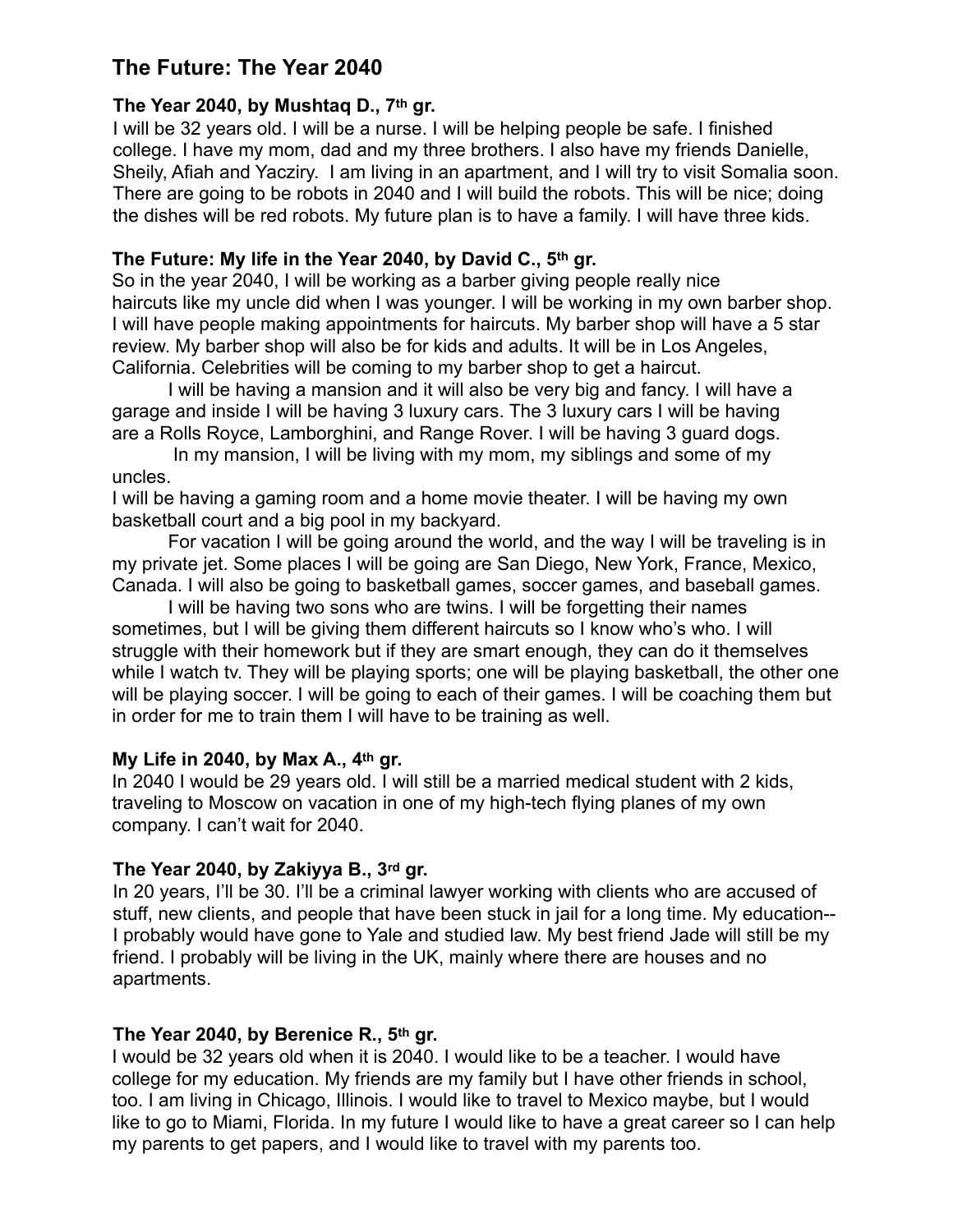# The Future: The Year 2040

### The Year 2040, by Mushtaq D., 7th gr.

I will be 32 years old. I will be a nurse. I will be helping people be safe. I finished college. I have my mom, dad and my three brothers. I also have my friends Danielle, Sheily, Afiah and Yacziry. I am living in an apartment, and I will try to visit Somalia soon. There are going to be robots in 2040 and I will build the robots. This will be nice; doing the dishes will be red robots. My future plan is to have a family. I will have three kids.

### The Future: My life in the Year 2040, by David C., 5th gr.

So in the year 2040, I will be working as a barber giving people really nice haircuts like my uncle did when I was younger. I will be working in my own barber shop. I will have people making appointments for haircuts. My barber shop will have a 5 star review. My barber shop will also be for kids and adults. It will be in Los Angeles, California. Celebrities will be coming to my barber shop to get a haircut.

I will be having a mansion and it will also be very big and fancy. I will have a garage and inside I will be having 3 luxury cars. The 3 luxury cars I will be having are a Rolls Royce, Lamborghini, and Range Rover. I will be having 3 guard dogs.

In my mansion, I will be living with my mom, my siblings and some of my uncles.

I will be having a gaming room and a home movie theater. I will be having my own basketball court and a big pool in my backyard.

For vacation I will be going around the world, and the way I will be traveling is in my private jet. Some places I will be going are San Diego, New York, France, Mexico, Canada. I will also be going to basketball games, soccer games, and baseball games.

I will be having two sons who are twins. I will be forgetting their names sometimes, but I will be giving them different haircuts so I know who's who. I will struggle with their homework but if they are smart enough, they can do it themselves while I watch tv. They will be playing sports; one will be playing basketball, the other one will be playing soccer. I will be going to each of their games. I will be coaching them but in order for me to train them I will have to be training as well.

### My Life in 2040, by Max A., 4th gr.

In 2040 I would be 29 years old. I will still be a married medical student with 2 kids, traveling to Moscow on vacation in one of my high-tech flying planes of my own company. I can't wait for 2040.

### The Year 2040, by Zakiyya B., 3rd gr.

In 20 years, I'll be 30. I'll be a criminal lawyer working with clients who are accused of stuff, new clients, and people that have been stuck in jail for a long time. My education-- I probably would have gone to Yale and studied law. My best friend Jade will still be my friend. I probably will be living in the UK, mainly where there are houses and no apartments.

### The Year 2040, by Berenice R., 5th gr.

I would be 32 years old when it is 2040. I would like to be a teacher. I would have college for my education. My friends are my family but I have other friends in school, too. I am living in Chicago, Illinois. I would like to travel to Mexico maybe, but I would like to go to Miami, Florida. In my future I would like to have a great career so I can help my parents to get papers, and I would like to travel with my parents too.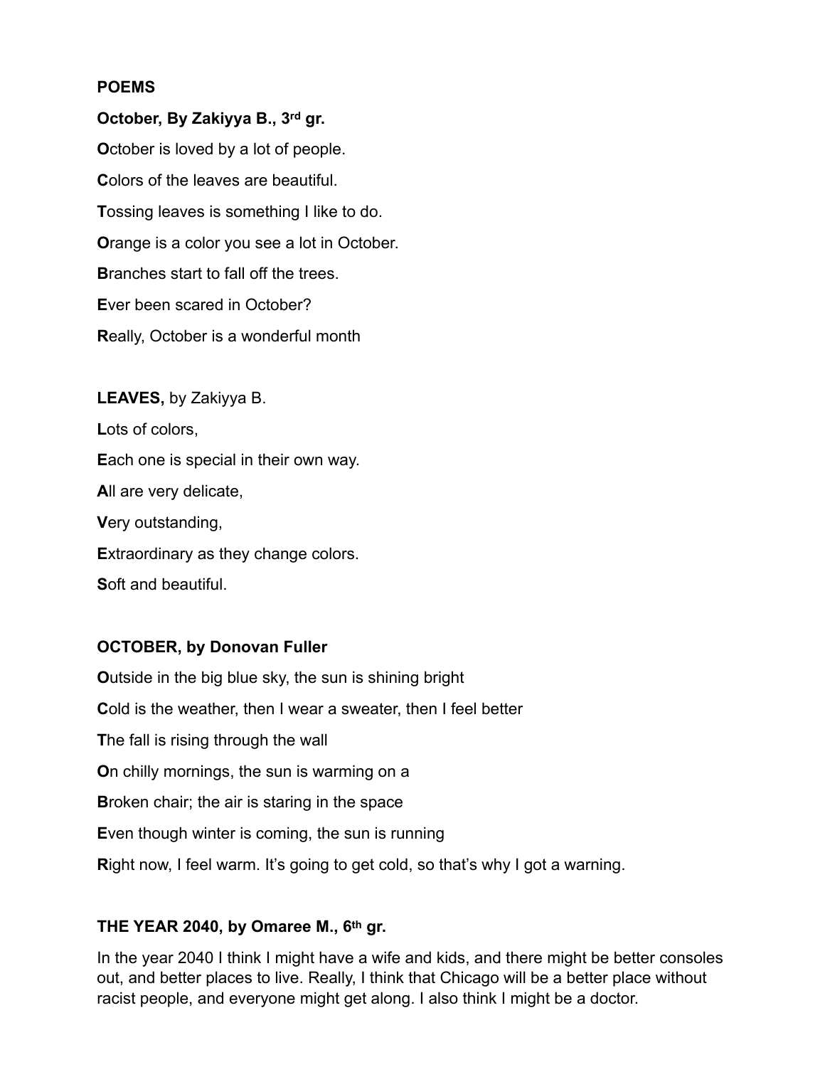**POEMS**

**October, By Zakiyya B., 3rd gr.**

**O**ctober is loved by a lot of people.

**C**olors of the leaves are beautiful.

**T**ossing leaves is something I like to do.

**O**range is a color you see a lot in October.

**B**ranches start to fall off the trees.

**E**ver been scared in October?

**R**eally, October is a wonderful month

**LEAVES,** by Zakiyya B.

**L**ots of colors,

**E**ach one is special in their own way.

**A**ll are very delicate,

**V**ery outstanding,

**E**xtraordinary as they change colors.

**S**oft and beautiful.

**OCTOBER, by Donovan Fuller**

**O**utside in the big blue sky, the sun is shining bright

**C**old is the weather, then I wear a sweater, then I feel better

**T**he fall is rising through the wall

**O**n chilly mornings, the sun is warming on a

**B**roken chair; the air is staring in the space

**E**ven though winter is coming, the sun is running

**R**ight now, I feel warm. It's going to get cold, so that's why I got a warning.

**THE YEAR 2040, by Omaree M., 6th gr.**

In the year 2040 I think I might have a wife and kids, and there might be better consoles out, and better places to live. Really, I think that Chicago will be a better place without racist people, and everyone might get along. I also think I might be a doctor.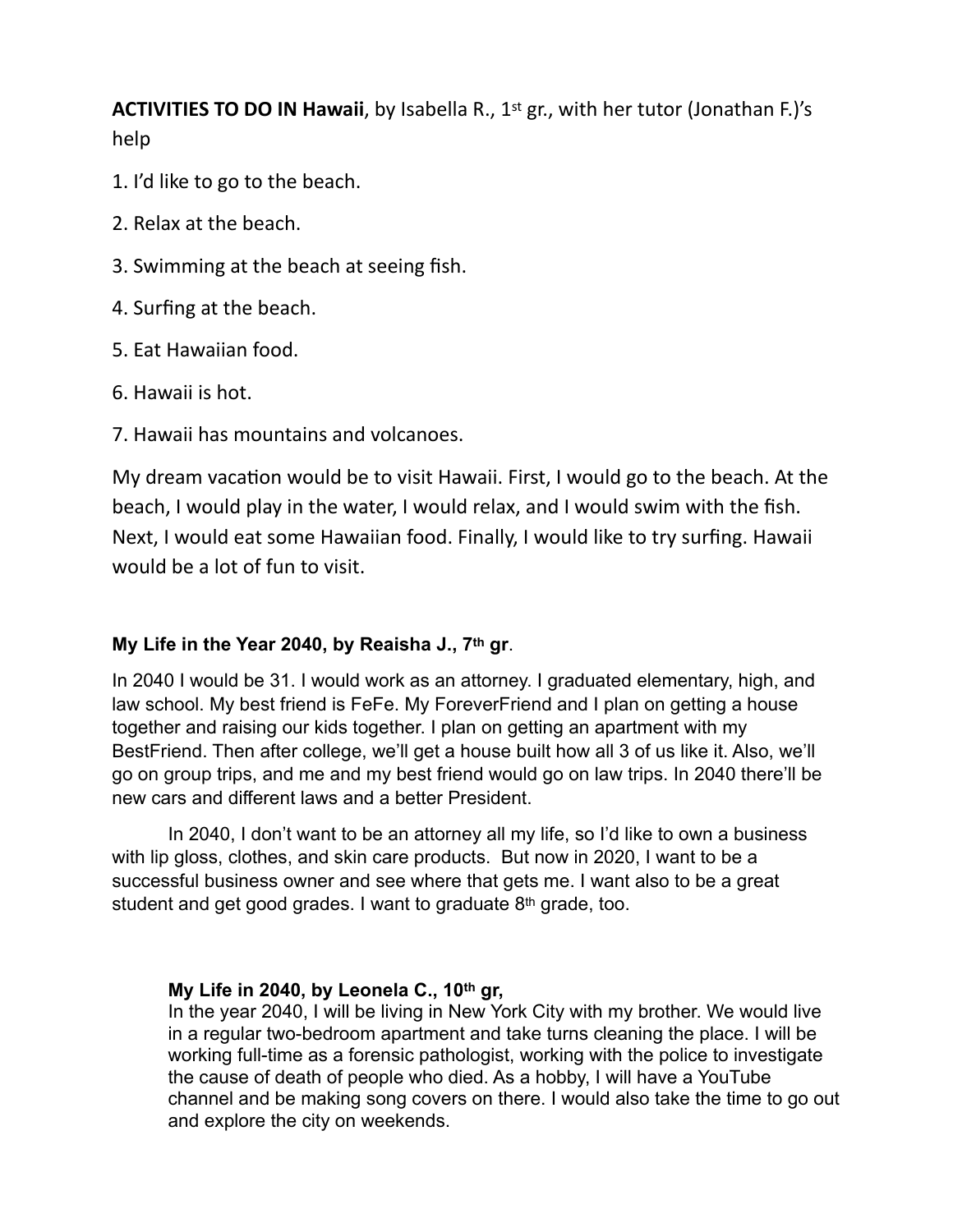**ACTIVITIES TO DO IN Hawaii**, by Isabella R., 1st gr., with her tutor (Jonathan F.)'s help

1. I'd like to go to the beach.
2. Relax at the beach.
3. Swimming at the beach at seeing fish.
4. Surfing at the beach.
5. Eat Hawaiian food.
6. Hawaii is hot.
7. Hawaii has mountains and volcanoes.

My dream vacation would be to visit Hawaii. First, I would go to the beach. At the beach, I would play in the water, I would relax, and I would swim with the fish. Next, I would eat some Hawaiian food. Finally, I would like to try surfing. Hawaii would be a lot of fun to visit.

**My Life in the Year 2040, by Reaisha J., 7th gr**.

In 2040 I would be 31. I would work as an attorney. I graduated elementary, high, and law school. My best friend is FeFe. My ForeverFriend and I plan on getting a house together and raising our kids together. I plan on getting an apartment with my BestFriend. Then after college, we'll get a house built how all 3 of us like it. Also, we'll go on group trips, and me and my best friend would go on law trips. In 2040 there'll be new cars and different laws and a better President.

In 2040, I don't want to be an attorney all my life, so I'd like to own a business with lip gloss, clothes, and skin care products. But now in 2020, I want to be a successful business owner and see where that gets me. I want also to be a great student and get good grades. I want to graduate 8th grade, too.

**My Life in 2040, by Leonela C., 10th gr,**

In the year 2040, I will be living in New York City with my brother. We would live in a regular two-bedroom apartment and take turns cleaning the place. I will be working full-time as a forensic pathologist, working with the police to investigate the cause of death of people who died. As a hobby, I will have a YouTube channel and be making song covers on there. I would also take the time to go out and explore the city on weekends.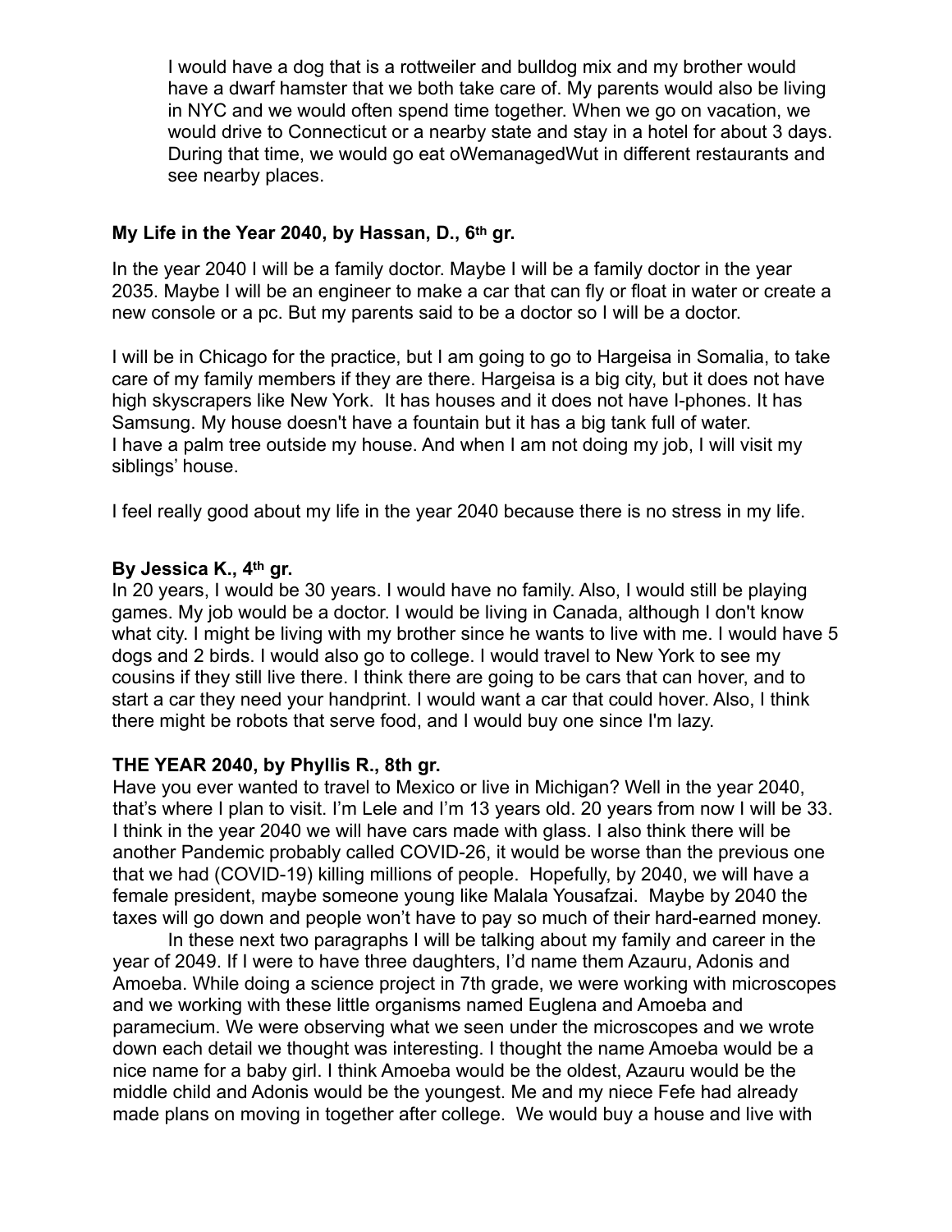I would have a dog that is a rottweiler and bulldog mix and my brother would have a dwarf hamster that we both take care of. My parents would also be living in NYC and we would often spend time together. When we go on vacation, we would drive to Connecticut or a nearby state and stay in a hotel for about 3 days. During that time, we would go eat oWemanagedWut in different restaurants and see nearby places.

**My Life in the Year 2040, by Hassan, D., 6th gr.**

In the year 2040 I will be a family doctor. Maybe I will be a family doctor in the year 2035. Maybe I will be an engineer to make a car that can fly or float in water or create a new console or a pc. But my parents said to be a doctor so I will be a doctor.

I will be in Chicago for the practice, but I am going to go to Hargeisa in Somalia, to take care of my family members if they are there. Hargeisa is a big city, but it does not have high skyscrapers like New York. It has houses and it does not have I-phones. It has Samsung. My house doesn't have a fountain but it has a big tank full of water. I have a palm tree outside my house. And when I am not doing my job, I will visit my siblings' house.

I feel really good about my life in the year 2040 because there is no stress in my life.

**By Jessica K., 4th gr.**

In 20 years, I would be 30 years. I would have no family. Also, I would still be playing games. My job would be a doctor. I would be living in Canada, although I don't know what city. I might be living with my brother since he wants to live with me. I would have 5 dogs and 2 birds. I would also go to college. I would travel to New York to see my cousins if they still live there. I think there are going to be cars that can hover, and to start a car they need your handprint. I would want a car that could hover. Also, I think there might be robots that serve food, and I would buy one since I'm lazy.

**THE YEAR 2040, by Phyllis R., 8th gr.**

Have you ever wanted to travel to Mexico or live in Michigan? Well in the year 2040, that's where I plan to visit. I'm Lele and I'm 13 years old. 20 years from now I will be 33. I think in the year 2040 we will have cars made with glass. I also think there will be another Pandemic probably called COVID-26, it would be worse than the previous one that we had (COVID-19) killing millions of people. Hopefully, by 2040, we will have a female president, maybe someone young like Malala Yousafzai. Maybe by 2040 the taxes will go down and people won't have to pay so much of their hard-earned money.

In these next two paragraphs I will be talking about my family and career in the year of 2049. If I were to have three daughters, I'd name them Azauru, Adonis and Amoeba. While doing a science project in 7th grade, we were working with microscopes and we working with these little organisms named Euglena and Amoeba and paramecium. We were observing what we seen under the microscopes and we wrote down each detail we thought was interesting. I thought the name Amoeba would be a nice name for a baby girl. I think Amoeba would be the oldest, Azauru would be the middle child and Adonis would be the youngest. Me and my niece Fefe had already made plans on moving in together after college. We would buy a house and live with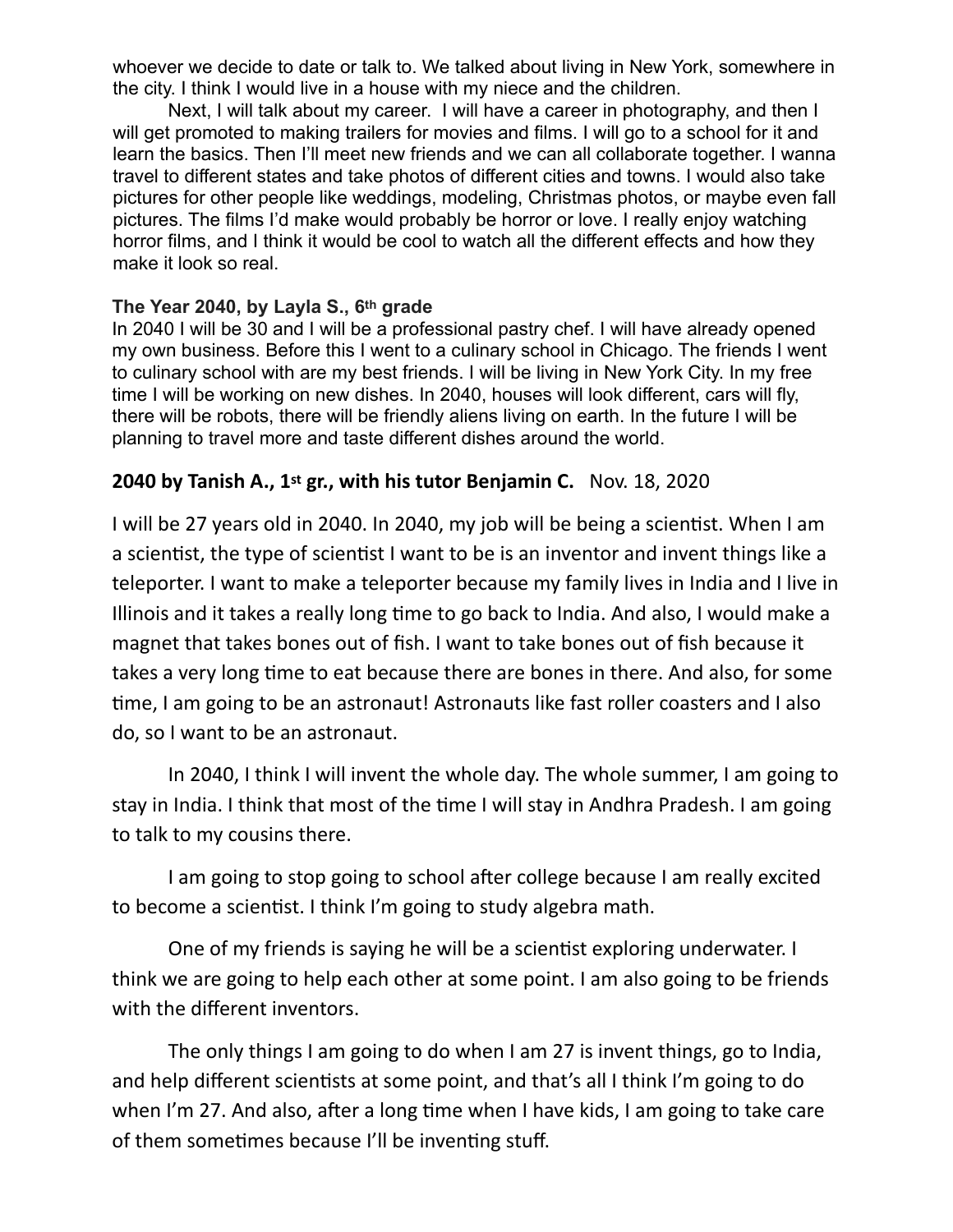whoever we decide to date or talk to. We talked about living in New York, somewhere in the city. I think I would live in a house with my niece and the children.

Next, I will talk about my career. I will have a career in photography, and then I will get promoted to making trailers for movies and films. I will go to a school for it and learn the basics. Then I'll meet new friends and we can all collaborate together. I wanna travel to different states and take photos of different cities and towns. I would also take pictures for other people like weddings, modeling, Christmas photos, or maybe even fall pictures. The films I'd make would probably be horror or love. I really enjoy watching horror films, and I think it would be cool to watch all the different effects and how they make it look so real.

**The Year 2040, by Layla S., 6th grade**

In 2040 I will be 30 and I will be a professional pastry chef. I will have already opened my own business. Before this I went to a culinary school in Chicago. The friends I went to culinary school with are my best friends. I will be living in New York City. In my free time I will be working on new dishes. In 2040, houses will look different, cars will fly, there will be robots, there will be friendly aliens living on earth. In the future I will be planning to travel more and taste different dishes around the world.

**2040 by Tanish A., 1st gr., with his tutor Benjamin C.** Nov. 18, 2020

I will be 27 years old in 2040. In 2040, my job will be being a scientist. When I am a scientist, the type of scientist I want to be is an inventor and invent things like a teleporter. I want to make a teleporter because my family lives in India and I live in Illinois and it takes a really long time to go back to India. And also, I would make a magnet that takes bones out of fish. I want to take bones out of fish because it takes a very long time to eat because there are bones in there. And also, for some time, I am going to be an astronaut! Astronauts like fast roller coasters and I also do, so I want to be an astronaut.

In 2040, I think I will invent the whole day. The whole summer, I am going to stay in India. I think that most of the time I will stay in Andhra Pradesh. I am going to talk to my cousins there.

I am going to stop going to school after college because I am really excited to become a scientist. I think I'm going to study algebra math.

One of my friends is saying he will be a scientist exploring underwater. I think we are going to help each other at some point. I am also going to be friends with the different inventors.

The only things I am going to do when I am 27 is invent things, go to India, and help different scientists at some point, and that's all I think I'm going to do when I'm 27. And also, after a long time when I have kids, I am going to take care of them sometimes because I'll be inventing stuff.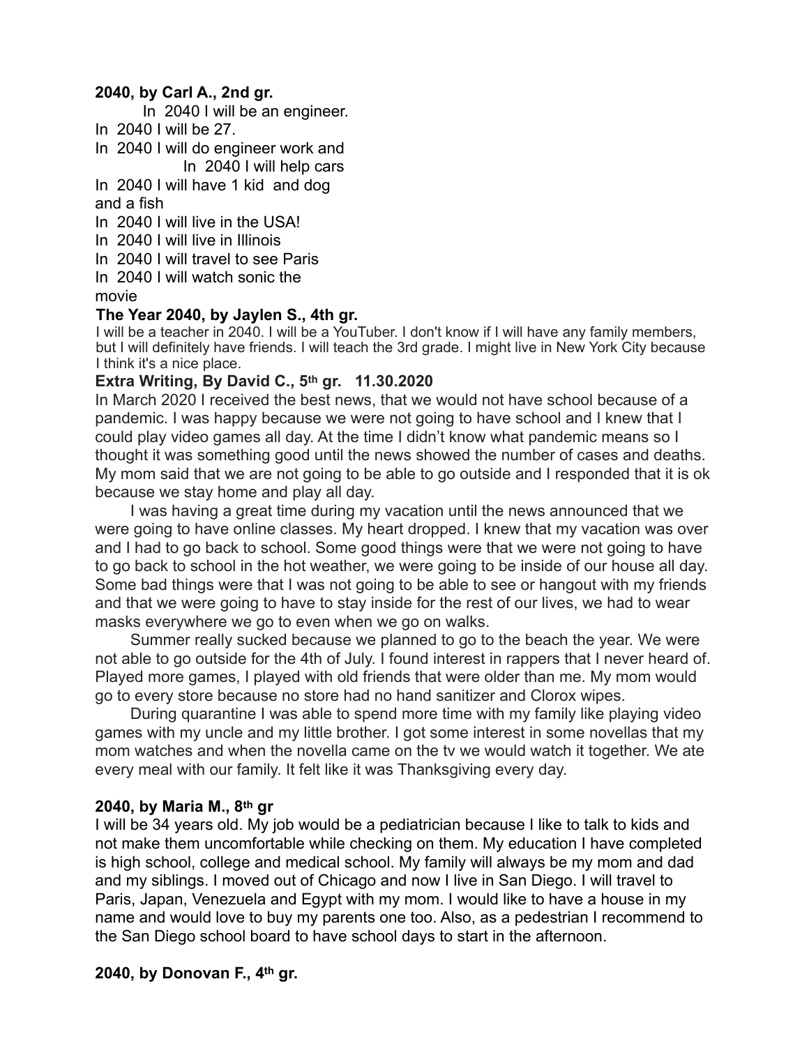**2040, by Carl A., 2nd gr.**

In 2040 I will be an engineer.
In 2040 I will be 27.
In 2040 I will do engineer work and
In 2040 I will help cars
In 2040 I will have 1 kid and dog
and a fish
In 2040 I will live in the USA!
In 2040 I will live in Illinois
In 2040 I will travel to see Paris
In 2040 I will watch sonic the
movie

**The Year 2040, by Jaylen S., 4th gr.**

I will be a teacher in 2040. I will be a YouTuber. I don't know if I will have any family members, but I will definitely have friends. I will teach the 3rd grade. I might live in New York City because I think it's a nice place.

**Extra Writing, By David C., 5th gr. 11.30.2020**

In March 2020 I received the best news, that we would not have school because of a pandemic. I was happy because we were not going to have school and I knew that I could play video games all day. At the time I didn't know what pandemic means so I thought it was something good until the news showed the number of cases and deaths. My mom said that we are not going to be able to go outside and I responded that it is ok because we stay home and play all day.

I was having a great time during my vacation until the news announced that we were going to have online classes. My heart dropped. I knew that my vacation was over and I had to go back to school. Some good things were that we were not going to have to go back to school in the hot weather, we were going to be inside of our house all day. Some bad things were that I was not going to be able to see or hangout with my friends and that we were going to have to stay inside for the rest of our lives, we had to wear masks everywhere we go to even when we go on walks.

Summer really sucked because we planned to go to the beach the year. We were not able to go outside for the 4th of July. I found interest in rappers that I never heard of. Played more games, I played with old friends that were older than me. My mom would go to every store because no store had no hand sanitizer and Clorox wipes.

During quarantine I was able to spend more time with my family like playing video games with my uncle and my little brother. I got some interest in some novellas that my mom watches and when the novella came on the tv we would watch it together. We ate every meal with our family. It felt like it was Thanksgiving every day.

**2040, by Maria M., 8th gr**

I will be 34 years old. My job would be a pediatrician because I like to talk to kids and not make them uncomfortable while checking on them. My education I have completed is high school, college and medical school. My family will always be my mom and dad and my siblings. I moved out of Chicago and now I live in San Diego. I will travel to Paris, Japan, Venezuela and Egypt with my mom. I would like to have a house in my name and would love to buy my parents one too. Also, as a pedestrian I recommend to the San Diego school board to have school days to start in the afternoon.

**2040, by Donovan F., 4th gr.**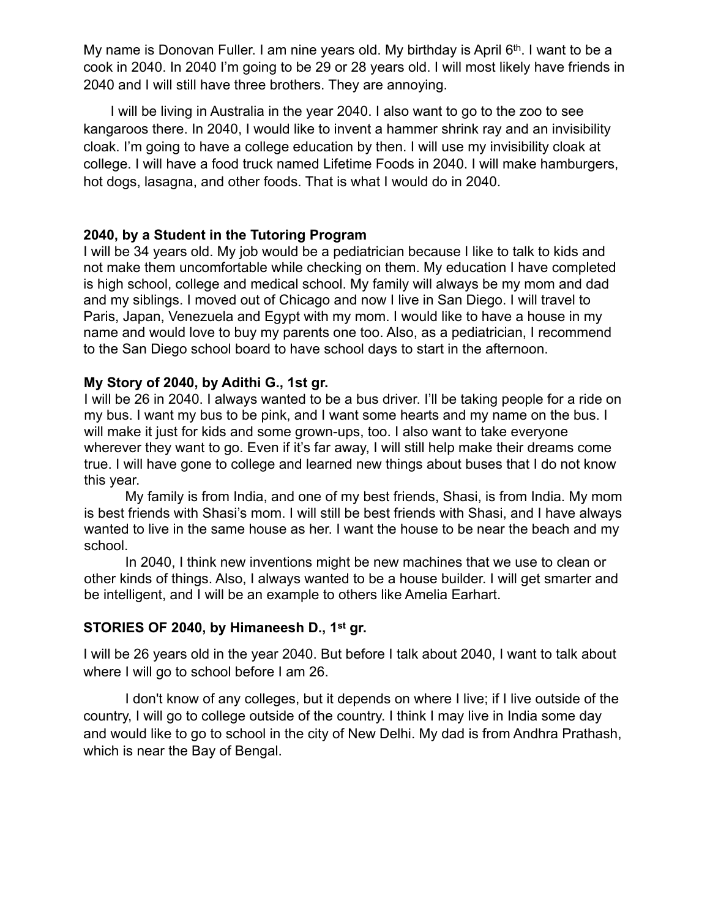My name is Donovan Fuller. I am nine years old. My birthday is April 6th. I want to be a cook in 2040. In 2040 I'm going to be 29 or 28 years old. I will most likely have friends in 2040 and I will still have three brothers. They are annoying.

I will be living in Australia in the year 2040. I also want to go to the zoo to see kangaroos there. In 2040, I would like to invent a hammer shrink ray and an invisibility cloak. I'm going to have a college education by then. I will use my invisibility cloak at college. I will have a food truck named Lifetime Foods in 2040. I will make hamburgers, hot dogs, lasagna, and other foods. That is what I would do in 2040.

**2040, by a Student in the Tutoring Program**

I will be 34 years old. My job would be a pediatrician because I like to talk to kids and not make them uncomfortable while checking on them. My education I have completed is high school, college and medical school. My family will always be my mom and dad and my siblings. I moved out of Chicago and now I live in San Diego. I will travel to Paris, Japan, Venezuela and Egypt with my mom. I would like to have a house in my name and would love to buy my parents one too. Also, as a pediatrician, I recommend to the San Diego school board to have school days to start in the afternoon.

**My Story of 2040, by Adithi G., 1st gr.**

I will be 26 in 2040. I always wanted to be a bus driver. I'll be taking people for a ride on my bus. I want my bus to be pink, and I want some hearts and my name on the bus. I will make it just for kids and some grown-ups, too. I also want to take everyone wherever they want to go. Even if it's far away, I will still help make their dreams come true. I will have gone to college and learned new things about buses that I do not know this year.

My family is from India, and one of my best friends, Shasi, is from India. My mom is best friends with Shasi's mom. I will still be best friends with Shasi, and I have always wanted to live in the same house as her. I want the house to be near the beach and my school.

In 2040, I think new inventions might be new machines that we use to clean or other kinds of things. Also, I always wanted to be a house builder. I will get smarter and be intelligent, and I will be an example to others like Amelia Earhart.

**STORIES OF 2040, by Himaneesh D., 1st gr.**

I will be 26 years old in the year 2040. But before I talk about 2040, I want to talk about where I will go to school before I am 26.

I don't know of any colleges, but it depends on where I live; if I live outside of the country, I will go to college outside of the country. I think I may live in India some day and would like to go to school in the city of New Delhi. My dad is from Andhra Prathash, which is near the Bay of Bengal.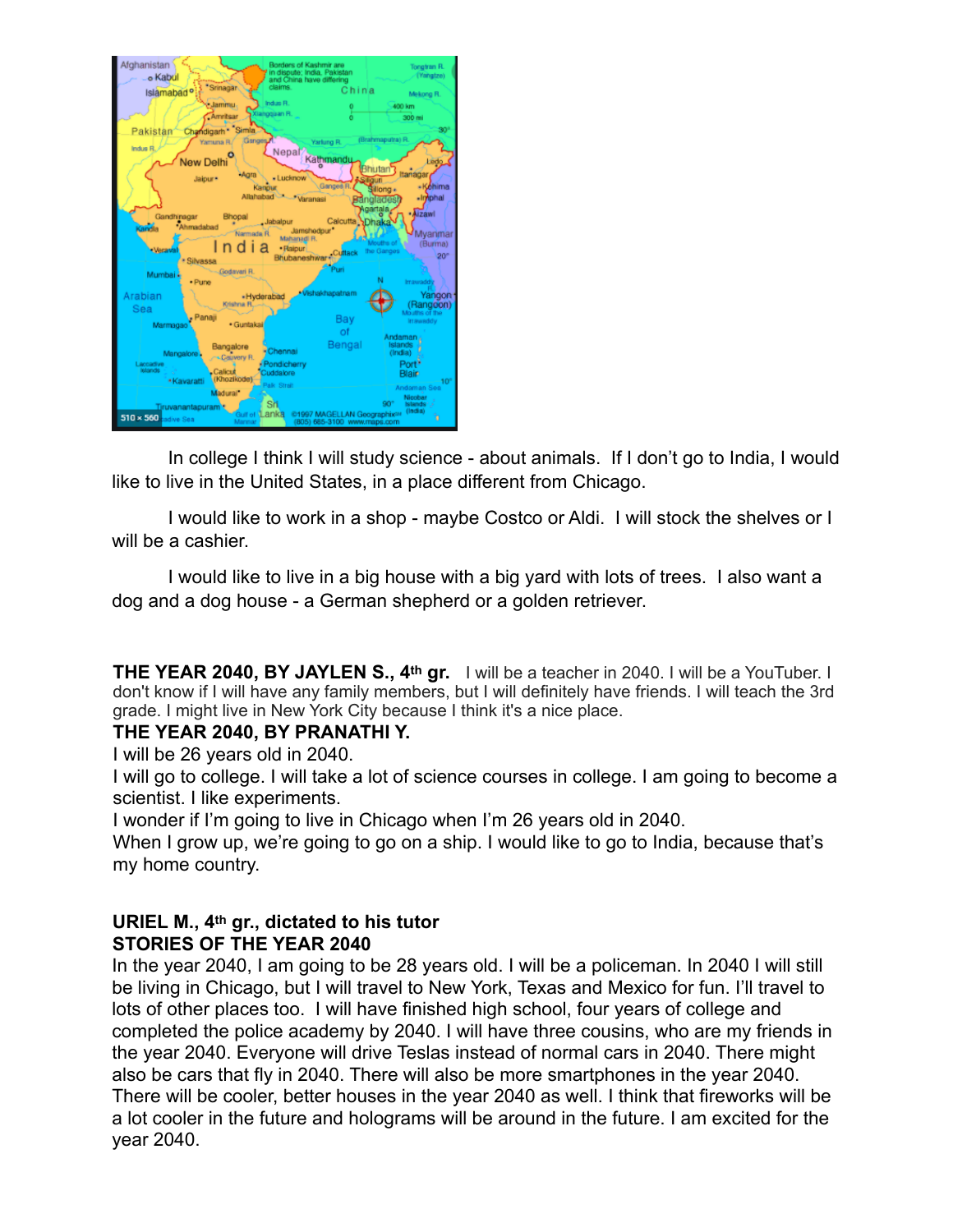In college I think I will study science - about animals. If I don't go to India, I would like to live in the United States, in a place different from Chicago.

I would like to work in a shop - maybe Costco or Aldi. I will stock the shelves or I will be a cashier.

I would like to live in a big house with a big yard with lots of trees. I also want a dog and a dog house - a German shepherd or a golden retriever.

**THE YEAR 2040, BY JAYLEN S., 4th gr.** I will be a teacher in 2040. I will be a YouTuber. I don't know if I will have any family members, but I will definitely have friends. I will teach the 3rd grade. I might live in New York City because I think it's a nice place.

**THE YEAR 2040, BY PRANATHI Y.**

I will be 26 years old in 2040.

I will go to college. I will take a lot of science courses in college. I am going to become a scientist. I like experiments.

I wonder if I'm going to live in Chicago when I'm 26 years old in 2040.

When I grow up, we're going to go on a ship. I would like to go to India, because that's my home country.

**URIEL M., 4th gr., dictated to his tutor**

**STORIES OF THE YEAR 2040**

In the year 2040, I am going to be 28 years old. I will be a policeman. In 2040 I will still be living in Chicago, but I will travel to New York, Texas and Mexico for fun. I'll travel to lots of other places too. I will have finished high school, four years of college and completed the police academy by 2040. I will have three cousins, who are my friends in the year 2040. Everyone will drive Teslas instead of normal cars in 2040. There might also be cars that fly in 2040. There will also be more smartphones in the year 2040. There will be cooler, better houses in the year 2040 as well. I think that fireworks will be a lot cooler in the future and holograms will be around in the future. I am excited for the year 2040.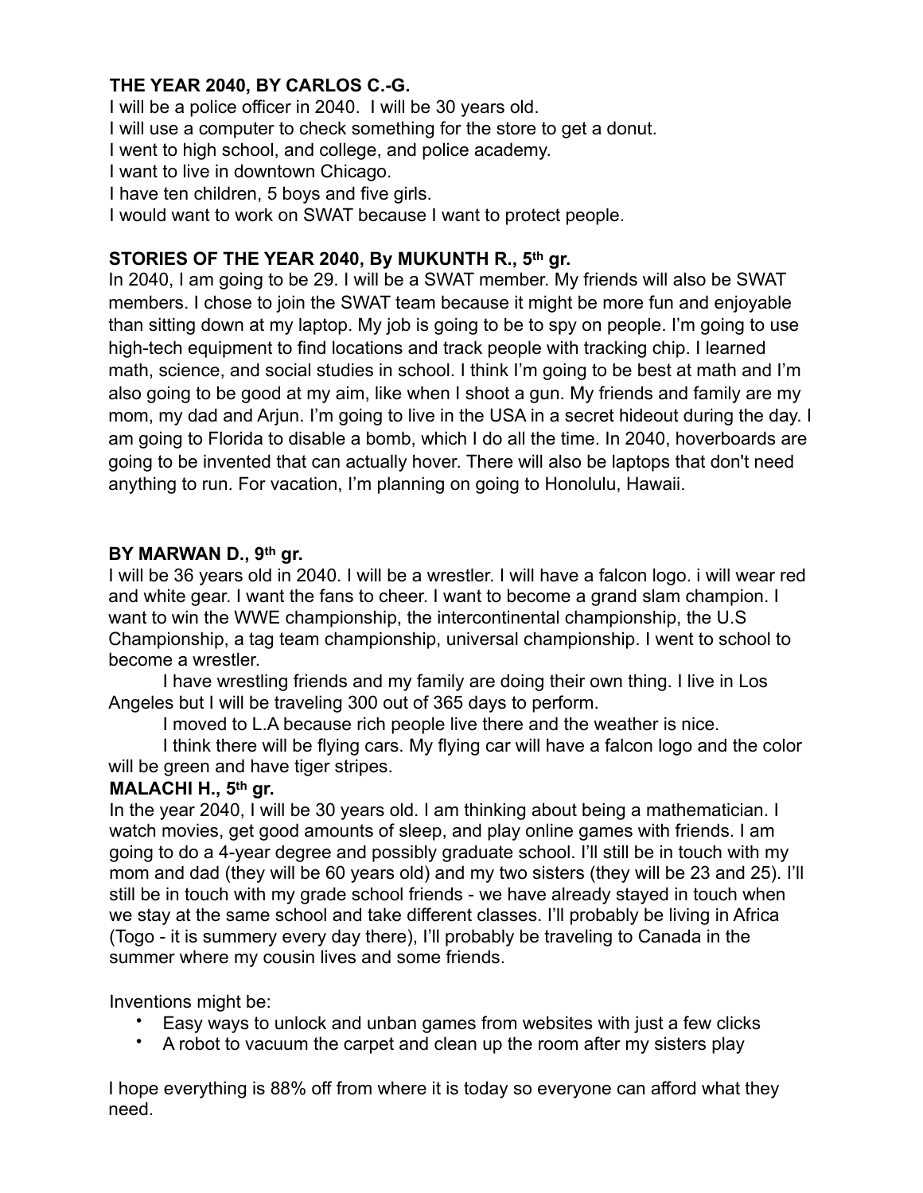**THE YEAR 2040, BY CARLOS C.-G.**

I will be a police officer in 2040. I will be 30 years old.
I will use a computer to check something for the store to get a donut.
I went to high school, and college, and police academy.
I want to live in downtown Chicago.
I have ten children, 5 boys and five girls.
I would want to work on SWAT because I want to protect people.

**STORIES OF THE YEAR 2040, By MUKUNTH R., 5th gr.**

In 2040, I am going to be 29. I will be a SWAT member. My friends will also be SWAT members. I chose to join the SWAT team because it might be more fun and enjoyable than sitting down at my laptop. My job is going to be to spy on people. I'm going to use high-tech equipment to find locations and track people with tracking chip. I learned math, science, and social studies in school. I think I'm going to be best at math and I'm also going to be good at my aim, like when I shoot a gun. My friends and family are my mom, my dad and Arjun. I'm going to live in the USA in a secret hideout during the day. I am going to Florida to disable a bomb, which I do all the time. In 2040, hoverboards are going to be invented that can actually hover. There will also be laptops that don't need anything to run. For vacation, I'm planning on going to Honolulu, Hawaii.

**BY MARWAN D., 9th gr.**

I will be 36 years old in 2040. I will be a wrestler. I will have a falcon logo. i will wear red and white gear. I want the fans to cheer. I want to become a grand slam champion. I want to win the WWE championship, the intercontinental championship, the U.S Championship, a tag team championship, universal championship. I went to school to become a wrestler.

I have wrestling friends and my family are doing their own thing. I live in Los Angeles but I will be traveling 300 out of 365 days to perform.

I moved to L.A because rich people live there and the weather is nice.

I think there will be flying cars. My flying car will have a falcon logo and the color will be green and have tiger stripes.

**MALACHI H., 5th gr.**

In the year 2040, I will be 30 years old. I am thinking about being a mathematician. I watch movies, get good amounts of sleep, and play online games with friends. I am going to do a 4-year degree and possibly graduate school. I'll still be in touch with my mom and dad (they will be 60 years old) and my two sisters (they will be 23 and 25). I'll still be in touch with my grade school friends - we have already stayed in touch when we stay at the same school and take different classes. I'll probably be living in Africa (Togo - it is summery every day there), I'll probably be traveling to Canada in the summer where my cousin lives and some friends.

Inventions might be:

- Easy ways to unlock and unban games from websites with just a few clicks
- A robot to vacuum the carpet and clean up the room after my sisters play

I hope everything is 88% off from where it is today so everyone can afford what they need.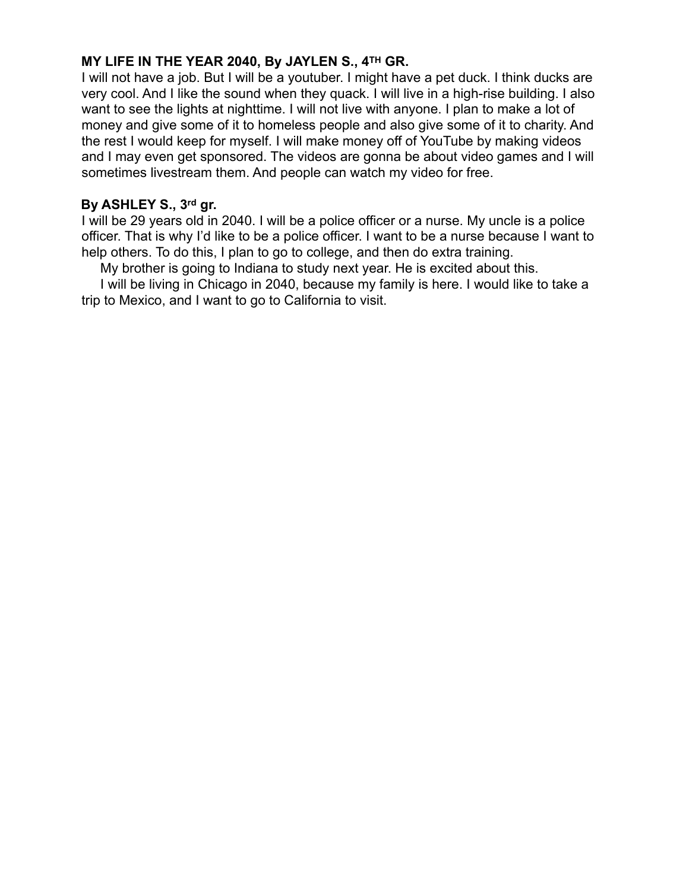**MY LIFE IN THE YEAR 2040, By JAYLEN S., 4TH GR.**

I will not have a job. But I will be a youtuber. I might have a pet duck. I think ducks are very cool. And I like the sound when they quack. I will live in a high-rise building. I also want to see the lights at nighttime. I will not live with anyone. I plan to make a lot of money and give some of it to homeless people and also give some of it to charity. And the rest I would keep for myself. I will make money off of YouTube by making videos and I may even get sponsored. The videos are gonna be about video games and I will sometimes livestream them. And people can watch my video for free.

**By ASHLEY S., 3rd gr.**

I will be 29 years old in 2040. I will be a police officer or a nurse. My uncle is a police officer. That is why I'd like to be a police officer. I want to be a nurse because I want to help others. To do this, I plan to go to college, and then do extra training.

My brother is going to Indiana to study next year. He is excited about this.

I will be living in Chicago in 2040, because my family is here. I would like to take a trip to Mexico, and I want to go to California to visit.